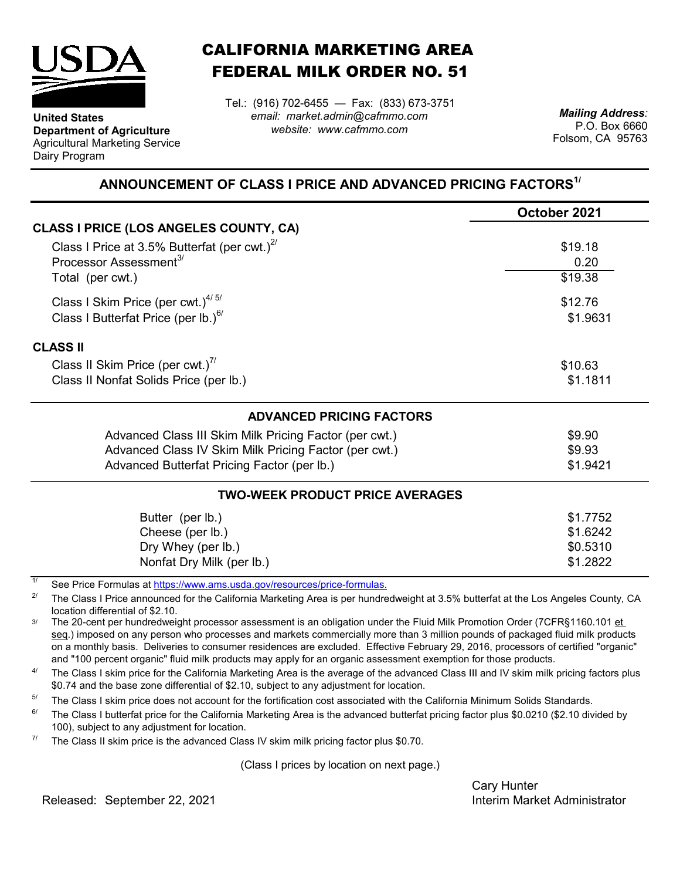**United States Department of Agriculture**
Agricultural Marketing Service
Dairy Program

# CALIFORNIA MARKETING AREA FEDERAL MILK ORDER NO. 51

Tel.: (916) 702-6455 — Fax: (833) 673-3751
*email: market.admin@cafmmo.com*
*website: www.cafmmo.com*

*Mailing Address:*
P.O. Box 6660
Folsom, CA 95763

## ANNOUNCEMENT OF CLASS I PRICE AND ADVANCED PRICING FACTORS[1/]

| | October 2021 |
|---|---|
| **CLASS I PRICE (LOS ANGELES COUNTY, CA)** | |
| Class I Price at 3.5% Butterfat (per cwt.)[2/] | $19.18 |
| Processor Assessment[3/] | 0.20 |
| Total (per cwt.) | $19.38 |
| Class I Skim Price (per cwt.)[4/ 5/] | $12.76 |
| Class I Butterfat Price (per lb.)[6/] | $1.9631 |
| **CLASS II** | |
| Class II Skim Price (per cwt.)[7/] | $10.63 |
| Class II Nonfat Solids Price (per lb.) | $1.1811 |

### ADVANCED PRICING FACTORS

| | |
|---|---|
| Advanced Class III Skim Milk Pricing Factor (per cwt.) | $9.90 |
| Advanced Class IV Skim Milk Pricing Factor (per cwt.) | $9.93 |
| Advanced Butterfat Pricing Factor (per lb.) | $1.9421 |

### TWO-WEEK PRODUCT PRICE AVERAGES

| | |
|---|---|
| Butter (per lb.) | $1.7752 |
| Cheese (per lb.) | $1.6242 |
| Dry Whey (per lb.) | $0.5310 |
| Nonfat Dry Milk (per lb.) | $1.2822 |

1/ See Price Formulas at https://www.ams.usda.gov/resources/price-formulas.

2/ The Class I Price announced for the California Marketing Area is per hundredweight at 3.5% butterfat at the Los Angeles County, CA location differential of $2.10.

3/ The 20-cent per hundredweight processor assessment is an obligation under the Fluid Milk Promotion Order (7CFR§1160.101 et seq.) imposed on any person who processes and markets commercially more than 3 million pounds of packaged fluid milk products on a monthly basis. Deliveries to consumer residences are excluded. Effective February 29, 2016, processors of certified "organic" and "100 percent organic" fluid milk products may apply for an organic assessment exemption for those products.

4/ The Class I skim price for the California Marketing Area is the average of the advanced Class III and IV skim milk pricing factors plus $0.74 and the base zone differential of $2.10, subject to any adjustment for location.

5/ The Class I skim price does not account for the fortification cost associated with the California Minimum Solids Standards.

6/ The Class I butterfat price for the California Marketing Area is the advanced butterfat pricing factor plus $0.0210 ($2.10 divided by 100), subject to any adjustment for location.

7/ The Class II skim price is the advanced Class IV skim milk pricing factor plus $0.70.

(Class I prices by location on next page.)

Released: September 22, 2021

Cary Hunter
Interim Market Administrator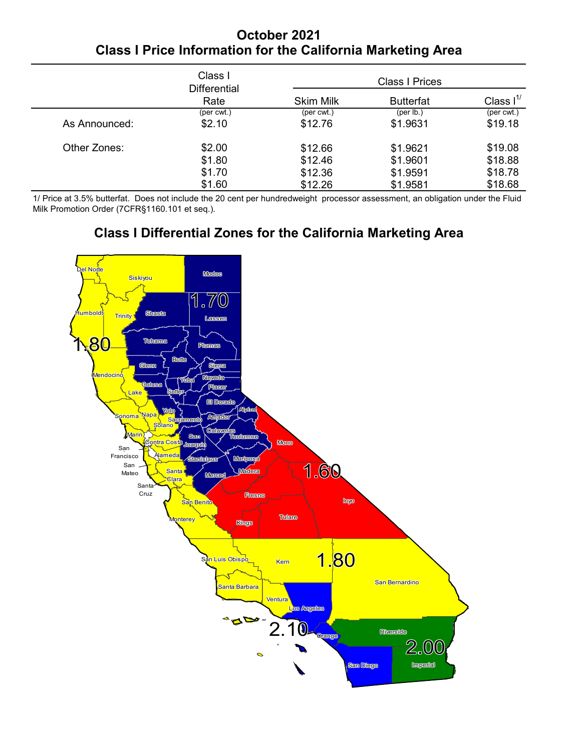# October 2021
# Class I Price Information for the California Marketing Area

| | Class I Differential Rate | Class I Prices | | |
|---|---|---|---|---|
| | | Skim Milk | Butterfat | Class I[1/] |
| | (per cwt.) | (per cwt.) | (per lb.) | (per cwt.) |
| As Announced: | $2.10 | $12.76 | $1.9631 | $19.18 |
| Other Zones: | $2.00 | $12.66 | $1.9621 | $19.08 |
| | $1.80 | $12.46 | $1.9601 | $18.88 |
| | $1.70 | $12.36 | $1.9591 | $18.78 |
| | $1.60 | $12.26 | $1.9581 | $18.68 |

1/ Price at 3.5% butterfat. Does not include the 20 cent per hundredweight processor assessment, an obligation under the Fluid Milk Promotion Order (7CFR§1160.101 et seq.).

## Class I Differential Zones for the California Marketing Area

Del Norte
Siskiyou
Modoc
1.70
Humboldt
Trinity
Shasta
Lassen
1.80
Tehama
Plumas
Butte
Glenn
Sierra
Mendocino
Nevada
Yuba
Colusa
Placer
Lake
Sutter
El Dorado
Yolo
Alpine
Sonoma
Napa
Sacramento
Amador
Solano
Calaveras
Marin
San Joaquin
Tuolumne
Mono
San Francisco
Contra Costa
Alameda
Stanislaus
Mariposa
San Mateo
Santa Clara
Madera
1.60
Merced
Santa Cruz
Fresno
San Benito
Inyo
Tulare
Monterey
Kings
San Luis Obispo
Kern
1.80
San Bernardino
Santa Barbara
Ventura
Los Angeles
2.10
Orange
Riverside
2.00
San Diego
Imperial